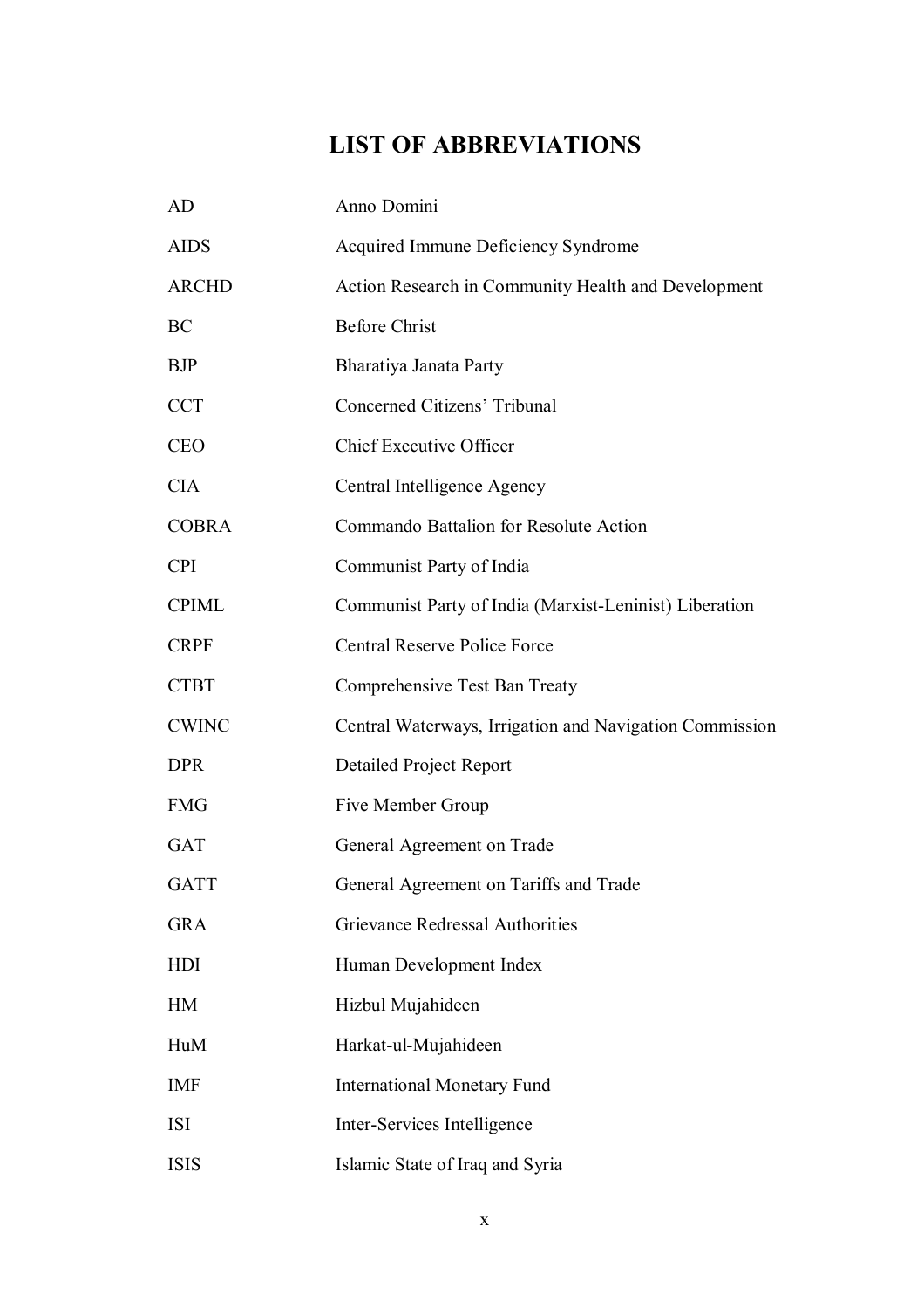# LIST OF ABBREVIATIONS

| | |
|---|---|
| AD | Anno Domini |
| AIDS | Acquired Immune Deficiency Syndrome |
| ARCHD | Action Research in Community Health and Development |
| BC | Before Christ |
| BJP | Bharatiya Janata Party |
| CCT | Concerned Citizens' Tribunal |
| CEO | Chief Executive Officer |
| CIA | Central Intelligence Agency |
| COBRA | Commando Battalion for Resolute Action |
| CPI | Communist Party of India |
| CPIML | Communist Party of India (Marxist-Leninist) Liberation |
| CRPF | Central Reserve Police Force |
| CTBT | Comprehensive Test Ban Treaty |
| CWINC | Central Waterways, Irrigation and Navigation Commission |
| DPR | Detailed Project Report |
| FMG | Five Member Group |
| GAT | General Agreement on Trade |
| GATT | General Agreement on Tariffs and Trade |
| GRA | Grievance Redressal Authorities |
| HDI | Human Development Index |
| HM | Hizbul Mujahideen |
| HuM | Harkat-ul-Mujahideen |
| IMF | International Monetary Fund |
| ISI | Inter-Services Intelligence |
| ISIS | Islamic State of Iraq and Syria |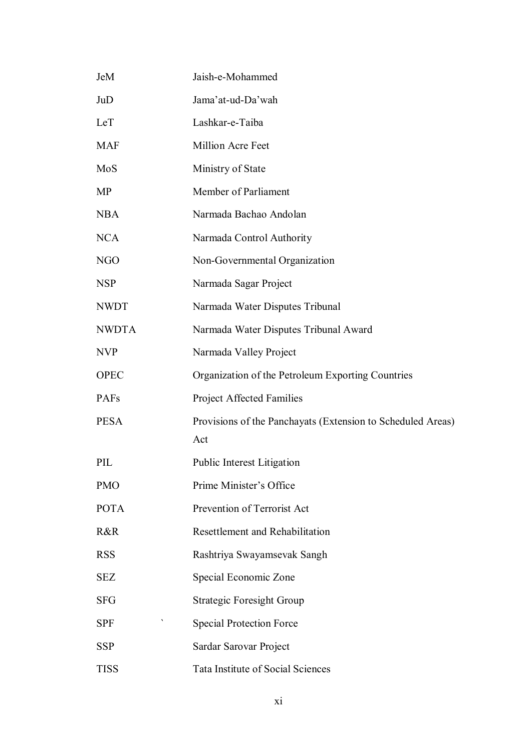| | |
|---|---|
| JeM | Jaish-e-Mohammed |
| JuD | Jama'at-ud-Da'wah |
| LeT | Lashkar-e-Taiba |
| MAF | Million Acre Feet |
| MoS | Ministry of State |
| MP | Member of Parliament |
| NBA | Narmada Bachao Andolan |
| NCA | Narmada Control Authority |
| NGO | Non-Governmental Organization |
| NSP | Narmada Sagar Project |
| NWDT | Narmada Water Disputes Tribunal |
| NWDTA | Narmada Water Disputes Tribunal Award |
| NVP | Narmada Valley Project |
| OPEC | Organization of the Petroleum Exporting Countries |
| PAFs | Project Affected Families |
| PESA | Provisions of the Panchayats (Extension to Scheduled Areas) Act |
| PIL | Public Interest Litigation |
| PMO | Prime Minister's Office |
| POTA | Prevention of Terrorist Act |
| R&R | Resettlement and Rehabilitation |
| RSS | Rashtriya Swayamsevak Sangh |
| SEZ | Special Economic Zone |
| SFG | Strategic Foresight Group |
| SPF | Special Protection Force |
| SSP | Sardar Sarovar Project |
| TISS | Tata Institute of Social Sciences |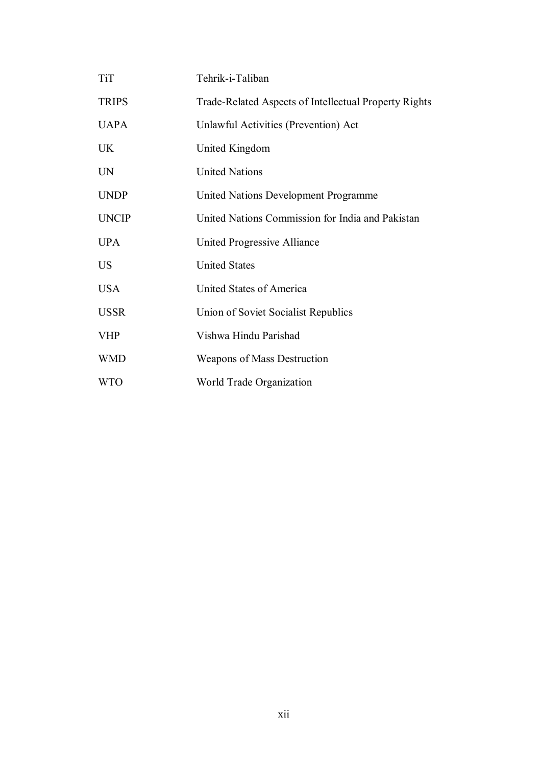| | |
|---|---|
| TiT | Tehrik-i-Taliban |
| TRIPS | Trade-Related Aspects of Intellectual Property Rights |
| UAPA | Unlawful Activities (Prevention) Act |
| UK | United Kingdom |
| UN | United Nations |
| UNDP | United Nations Development Programme |
| UNCIP | United Nations Commission for India and Pakistan |
| UPA | United Progressive Alliance |
| US | United States |
| USA | United States of America |
| USSR | Union of Soviet Socialist Republics |
| VHP | Vishwa Hindu Parishad |
| WMD | Weapons of Mass Destruction |
| WTO | World Trade Organization |